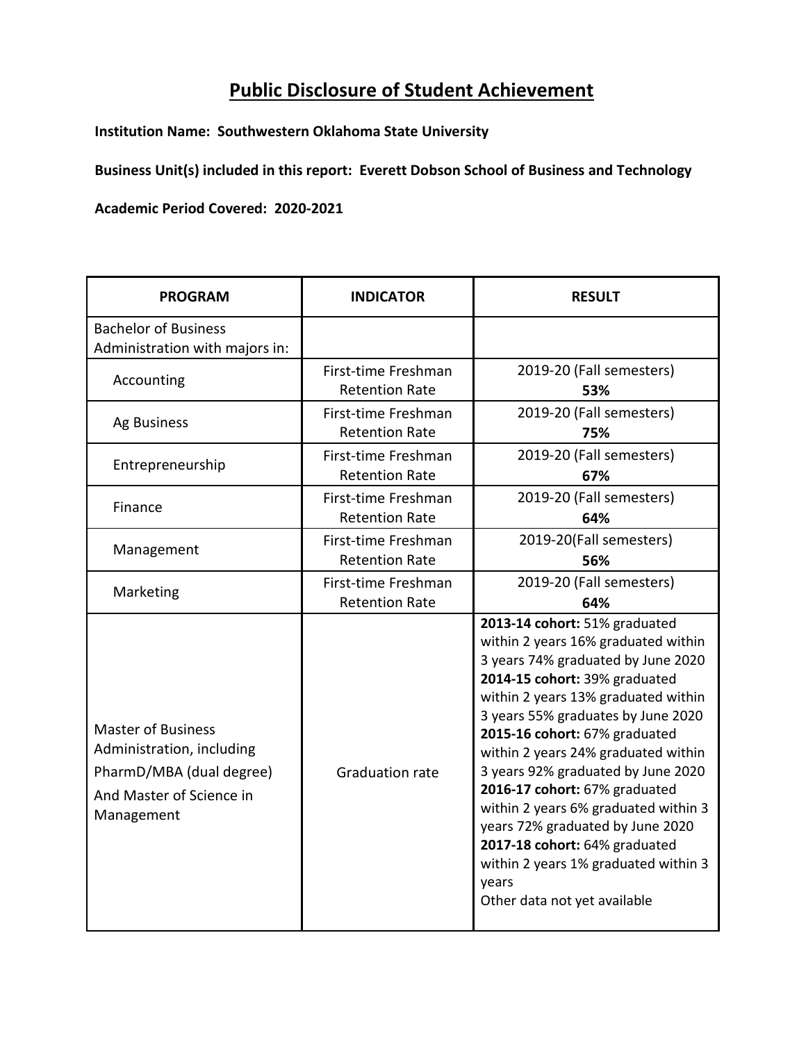# Public Disclosure of Student Achievement

**Institution Name: Southwestern Oklahoma State University**

**Business Unit(s) included in this report: Everett Dobson School of Business and Technology**

**Academic Period Covered: 2020-2021**

| PROGRAM | INDICATOR | RESULT |
|---|---|---|
| Bachelor of Business Administration with majors in: | | |
| Accounting | First-time Freshman Retention Rate | 2019-20 (Fall semesters) **53%** |
| Ag Business | First-time Freshman Retention Rate | 2019-20 (Fall semesters) **75%** |
| Entrepreneurship | First-time Freshman Retention Rate | 2019-20 (Fall semesters) **67%** |
| Finance | First-time Freshman Retention Rate | 2019-20 (Fall semesters) **64%** |
| Management | First-time Freshman Retention Rate | 2019-20(Fall semesters) **56%** |
| Marketing | First-time Freshman Retention Rate | 2019-20 (Fall semesters) **64%** |
| Master of Business Administration, including PharmD/MBA (dual degree) And Master of Science in Management | Graduation rate | **2013-14 cohort:** 51% graduated within 2 years 16% graduated within 3 years 74% graduated by June 2020 **2014-15 cohort:** 39% graduated within 2 years 13% graduated within 3 years 55% graduates by June 2020 **2015-16 cohort:** 67% graduated within 2 years 24% graduated within 3 years 92% graduated by June 2020 **2016-17 cohort:** 67% graduated within 2 years 6% graduated within 3 years 72% graduated by June 2020 **2017-18 cohort:** 64% graduated within 2 years 1% graduated within 3 years Other data not yet available |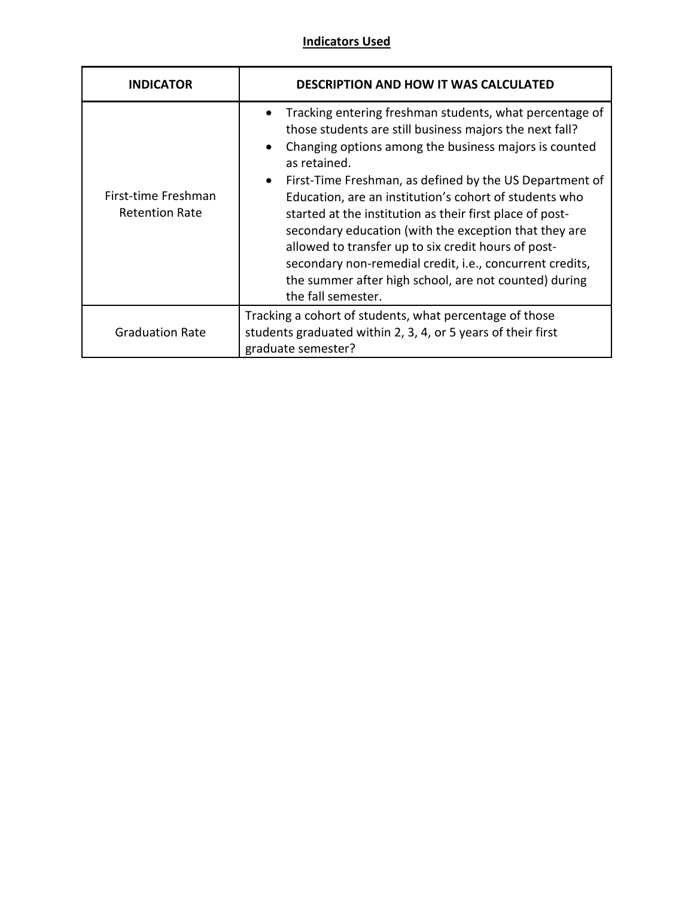**Indicators Used**

| INDICATOR | DESCRIPTION AND HOW IT WAS CALCULATED |
|---|---|
| First-time Freshman Retention Rate | • Tracking entering freshman students, what percentage of those students are still business majors the next fall?<br>• Changing options among the business majors is counted as retained.<br>• First-Time Freshman, as defined by the US Department of Education, are an institution's cohort of students who started at the institution as their first place of post-secondary education (with the exception that they are allowed to transfer up to six credit hours of post-secondary non-remedial credit, i.e., concurrent credits, the summer after high school, are not counted) during the fall semester. |
| Graduation Rate | Tracking a cohort of students, what percentage of those students graduated within 2, 3, 4, or 5 years of their first graduate semester? |